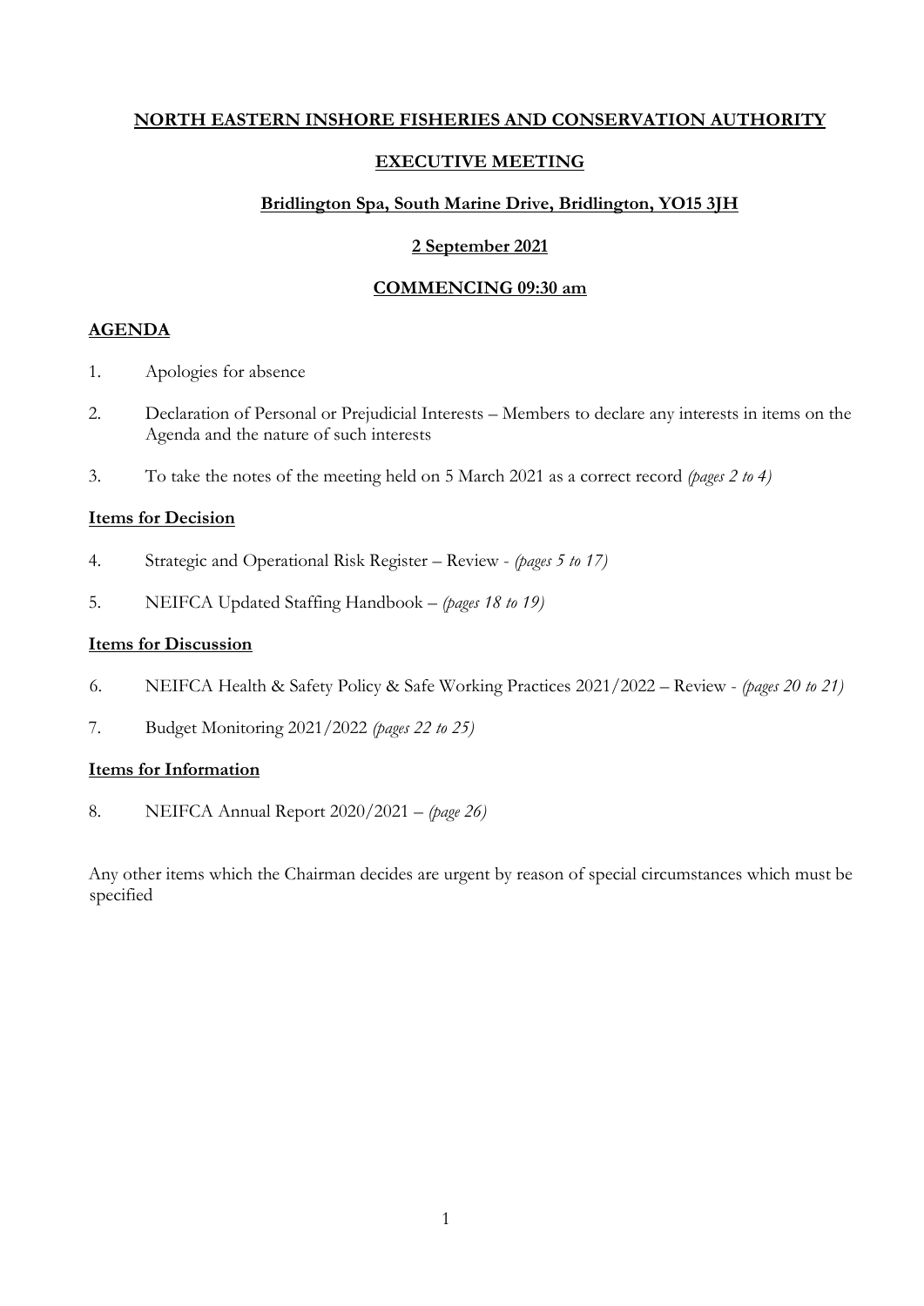**NORTH EASTERN INSHORE FISHERIES AND CONSERVATION AUTHORITY**

**EXECUTIVE MEETING**

**Bridlington Spa, South Marine Drive, Bridlington, YO15 3JH**

**2 September 2021**

**COMMENCING 09:30 am**

## AGENDA

1. Apologies for absence

2. Declaration of Personal or Prejudicial Interests – Members to declare any interests in items on the Agenda and the nature of such interests

3. To take the notes of the meeting held on 5 March 2021 as a correct record *(pages 2 to 4)*

### Items for Decision

4. Strategic and Operational Risk Register – Review - *(pages 5 to 17)*

5. NEIFCA Updated Staffing Handbook – *(pages 18 to 19)*

### Items for Discussion

6. NEIFCA Health & Safety Policy & Safe Working Practices 2021/2022 – Review - *(pages 20 to 21)*

7. Budget Monitoring 2021/2022 *(pages 22 to 25)*

### Items for Information

8. NEIFCA Annual Report 2020/2021 – *(page 26)*

Any other items which the Chairman decides are urgent by reason of special circumstances which must be specified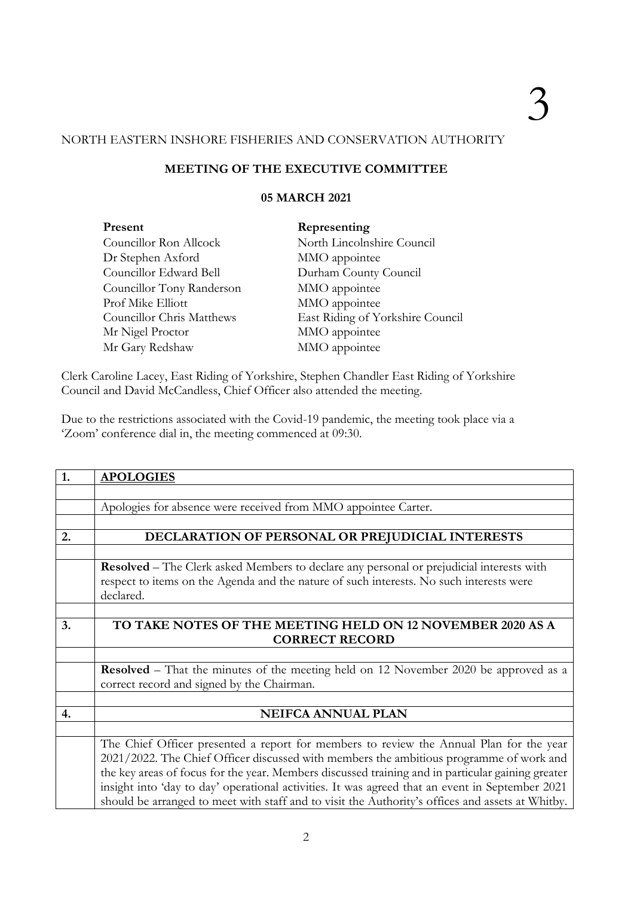3

NORTH EASTERN INSHORE FISHERIES AND CONSERVATION AUTHORITY

**MEETING OF THE EXECUTIVE COMMITTEE**

**05 MARCH 2021**

| **Present** | **Representing** |
|---|---|
| Councillor Ron Allcock | North Lincolnshire Council |
| Dr Stephen Axford | MMO appointee |
| Councillor Edward Bell | Durham County Council |
| Councillor Tony Randerson | MMO appointee |
| Prof Mike Elliott | MMO appointee |
| Councillor Chris Matthews | East Riding of Yorkshire Council |
| Mr Nigel Proctor | MMO appointee |
| Mr Gary Redshaw | MMO appointee |

Clerk Caroline Lacey, East Riding of Yorkshire, Stephen Chandler East Riding of Yorkshire Council and David McCandless, Chief Officer also attended the meeting.

Due to the restrictions associated with the Covid-19 pandemic, the meeting took place via a 'Zoom' conference dial in, the meeting commenced at 09:30.

| | |
|---|---|
| **1.** | **APOLOGIES** |
| | |
| | Apologies for absence were received from MMO appointee Carter. |
| | |
| **2.** | **DECLARATION OF PERSONAL OR PREJUDICIAL INTERESTS** |
| | |
| | **Resolved** – The Clerk asked Members to declare any personal or prejudicial interests with respect to items on the Agenda and the nature of such interests. No such interests were declared. |
| | |
| **3.** | **TO TAKE NOTES OF THE MEETING HELD ON 12 NOVEMBER 2020 AS A CORRECT RECORD** |
| | |
| | **Resolved** – That the minutes of the meeting held on 12 November 2020 be approved as a correct record and signed by the Chairman. |
| | |
| **4.** | **NEIFCA ANNUAL PLAN** |
| | |
| | The Chief Officer presented a report for members to review the Annual Plan for the year 2021/2022. The Chief Officer discussed with members the ambitious programme of work and the key areas of focus for the year. Members discussed training and in particular gaining greater insight into 'day to day' operational activities. It was agreed that an event in September 2021 should be arranged to meet with staff and to visit the Authority's offices and assets at Whitby. |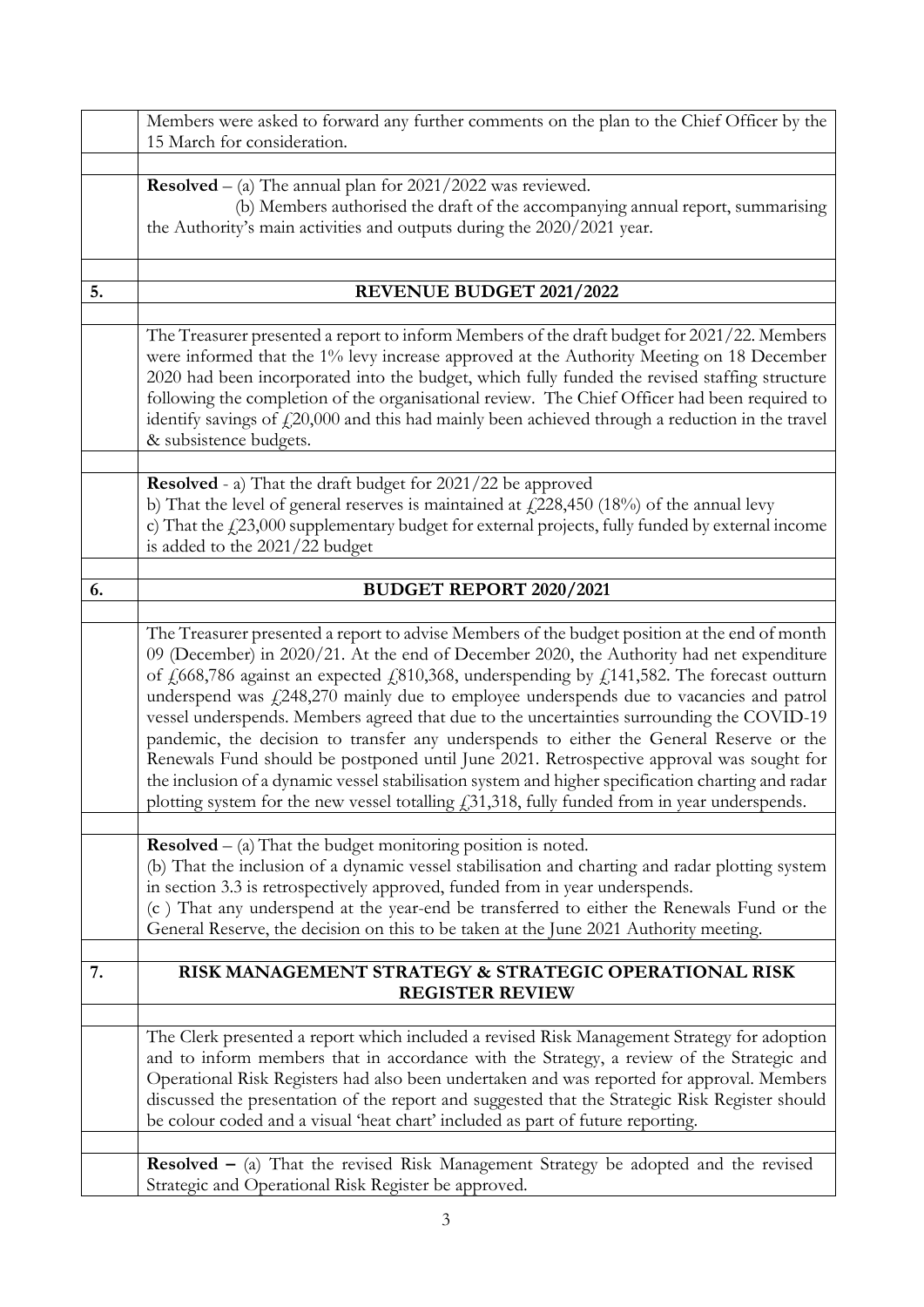Members were asked to forward any further comments on the plan to the Chief Officer by the 15 March for consideration.

**Resolved** – (a) The annual plan for 2021/2022 was reviewed.
(b) Members authorised the draft of the accompanying annual report, summarising the Authority's main activities and outputs during the 2020/2021 year.

## 5. REVENUE BUDGET 2021/2022

The Treasurer presented a report to inform Members of the draft budget for 2021/22. Members were informed that the 1% levy increase approved at the Authority Meeting on 18 December 2020 had been incorporated into the budget, which fully funded the revised staffing structure following the completion of the organisational review. The Chief Officer had been required to identify savings of £20,000 and this had mainly been achieved through a reduction in the travel & subsistence budgets.

**Resolved** - a) That the draft budget for 2021/22 be approved
b) That the level of general reserves is maintained at £228,450 (18%) of the annual levy
c) That the £23,000 supplementary budget for external projects, fully funded by external income is added to the 2021/22 budget

## 6. BUDGET REPORT 2020/2021

The Treasurer presented a report to advise Members of the budget position at the end of month 09 (December) in 2020/21. At the end of December 2020, the Authority had net expenditure of £668,786 against an expected £810,368, underspending by £141,582. The forecast outturn underspend was £248,270 mainly due to employee underspends due to vacancies and patrol vessel underspends. Members agreed that due to the uncertainties surrounding the COVID-19 pandemic, the decision to transfer any underspends to either the General Reserve or the Renewals Fund should be postponed until June 2021. Retrospective approval was sought for the inclusion of a dynamic vessel stabilisation system and higher specification charting and radar plotting system for the new vessel totalling £31,318, fully funded from in year underspends.

**Resolved** – (a) That the budget monitoring position is noted.
(b) That the inclusion of a dynamic vessel stabilisation and charting and radar plotting system in section 3.3 is retrospectively approved, funded from in year underspends.
(c ) That any underspend at the year-end be transferred to either the Renewals Fund or the General Reserve, the decision on this to be taken at the June 2021 Authority meeting.

## 7. RISK MANAGEMENT STRATEGY & STRATEGIC OPERATIONAL RISK REGISTER REVIEW

The Clerk presented a report which included a revised Risk Management Strategy for adoption and to inform members that in accordance with the Strategy, a review of the Strategic and Operational Risk Registers had also been undertaken and was reported for approval. Members discussed the presentation of the report and suggested that the Strategic Risk Register should be colour coded and a visual 'heat chart' included as part of future reporting.

**Resolved –** (a) That the revised Risk Management Strategy be adopted and the revised Strategic and Operational Risk Register be approved.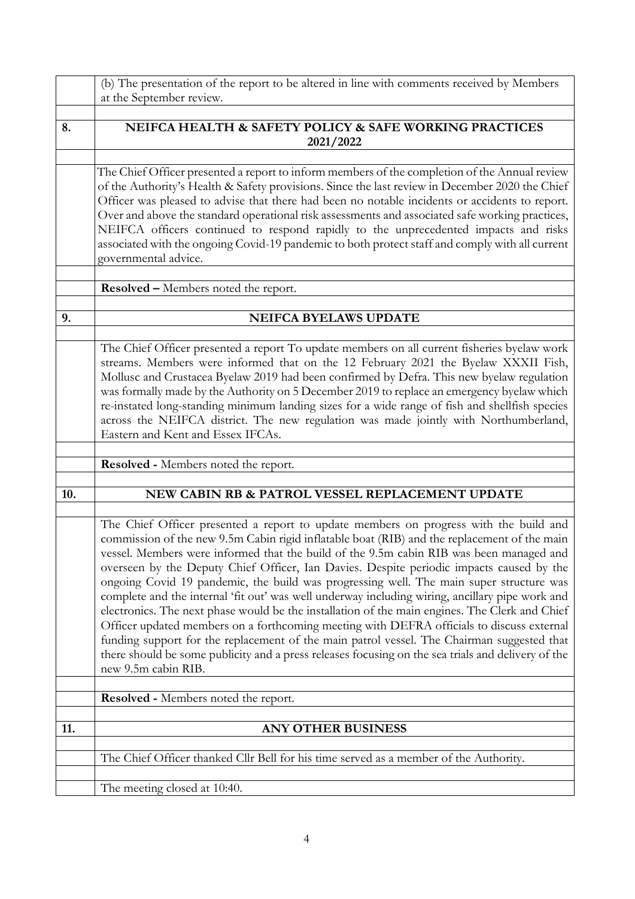|  | (b) The presentation of the report to be altered in line with comments received by Members at the September review. |
|---|---|
|  |  |
| **8.** | **NEIFCA HEALTH & SAFETY POLICY & SAFE WORKING PRACTICES 2021/2022** |
|  |  |
|  | The Chief Officer presented a report to inform members of the completion of the Annual review of the Authority's Health & Safety provisions. Since the last review in December 2020 the Chief Officer was pleased to advise that there had been no notable incidents or accidents to report. Over and above the standard operational risk assessments and associated safe working practices, NEIFCA officers continued to respond rapidly to the unprecedented impacts and risks associated with the ongoing Covid-19 pandemic to both protect staff and comply with all current governmental advice. |
|  |  |
|  | **Resolved –** Members noted the report. |
|  |  |
| **9.** | **NEIFCA BYELAWS UPDATE** |
|  |  |
|  | The Chief Officer presented a report To update members on all current fisheries byelaw work streams. Members were informed that on the 12 February 2021 the Byelaw XXXII Fish, Mollusc and Crustacea Byelaw 2019 had been confirmed by Defra. This new byelaw regulation was formally made by the Authority on 5 December 2019 to replace an emergency byelaw which re-instated long-standing minimum landing sizes for a wide range of fish and shellfish species across the NEIFCA district. The new regulation was made jointly with Northumberland, Eastern and Kent and Essex IFCAs. |
|  |  |
|  | **Resolved -** Members noted the report. |
|  |  |
| **10.** | **NEW CABIN RB & PATROL VESSEL REPLACEMENT UPDATE** |
|  |  |
|  | The Chief Officer presented a report to update members on progress with the build and commission of the new 9.5m Cabin rigid inflatable boat (RIB) and the replacement of the main vessel. Members were informed that the build of the 9.5m cabin RIB was been managed and overseen by the Deputy Chief Officer, Ian Davies. Despite periodic impacts caused by the ongoing Covid 19 pandemic, the build was progressing well. The main super structure was complete and the internal 'fit out' was well underway including wiring, ancillary pipe work and electronics. The next phase would be the installation of the main engines. The Clerk and Chief Officer updated members on a forthcoming meeting with DEFRA officials to discuss external funding support for the replacement of the main patrol vessel. The Chairman suggested that there should be some publicity and a press releases focusing on the sea trials and delivery of the new 9.5m cabin RIB. |
|  |  |
|  | **Resolved -** Members noted the report. |
|  |  |
| **11.** | **ANY OTHER BUSINESS** |
|  |  |
|  | The Chief Officer thanked Cllr Bell for his time served as a member of the Authority. |
|  |  |
|  | The meeting closed at 10:40. |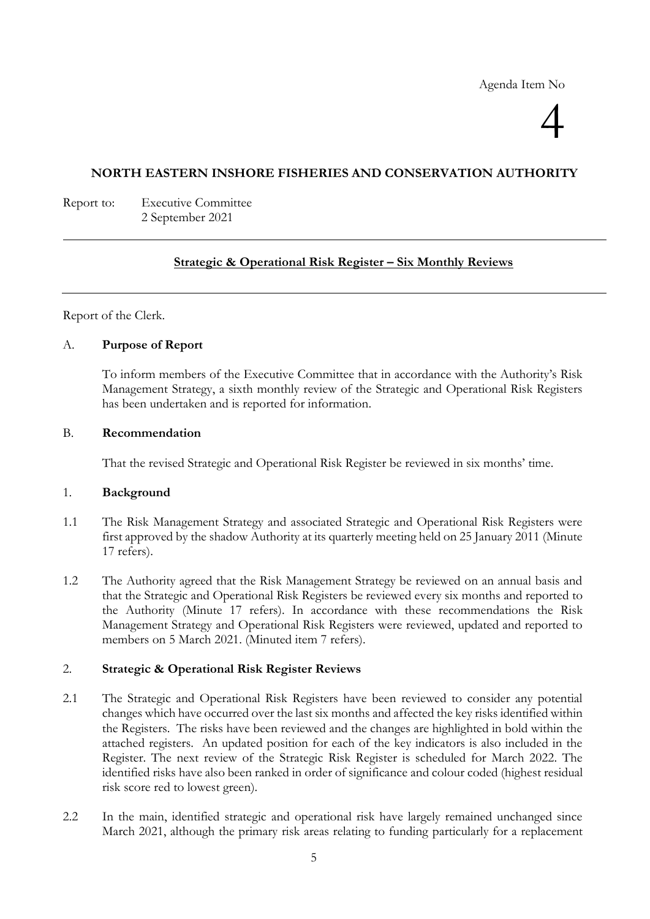Agenda Item No

4

**NORTH EASTERN INSHORE FISHERIES AND CONSERVATION AUTHORITY**

Report to: Executive Committee
2 September 2021

**Strategic & Operational Risk Register – Six Monthly Reviews**

Report of the Clerk.

A. **Purpose of Report**

To inform members of the Executive Committee that in accordance with the Authority's Risk Management Strategy, a sixth monthly review of the Strategic and Operational Risk Registers has been undertaken and is reported for information.

B. **Recommendation**

That the revised Strategic and Operational Risk Register be reviewed in six months' time.

1. **Background**

1.1 The Risk Management Strategy and associated Strategic and Operational Risk Registers were first approved by the shadow Authority at its quarterly meeting held on 25 January 2011 (Minute 17 refers).

1.2 The Authority agreed that the Risk Management Strategy be reviewed on an annual basis and that the Strategic and Operational Risk Registers be reviewed every six months and reported to the Authority (Minute 17 refers). In accordance with these recommendations the Risk Management Strategy and Operational Risk Registers were reviewed, updated and reported to members on 5 March 2021. (Minuted item 7 refers).

2. **Strategic & Operational Risk Register Reviews**

2.1 The Strategic and Operational Risk Registers have been reviewed to consider any potential changes which have occurred over the last six months and affected the key risks identified within the Registers. The risks have been reviewed and the changes are highlighted in bold within the attached registers. An updated position for each of the key indicators is also included in the Register. The next review of the Strategic Risk Register is scheduled for March 2022. The identified risks have also been ranked in order of significance and colour coded (highest residual risk score red to lowest green).

2.2 In the main, identified strategic and operational risk have largely remained unchanged since March 2021, although the primary risk areas relating to funding particularly for a replacement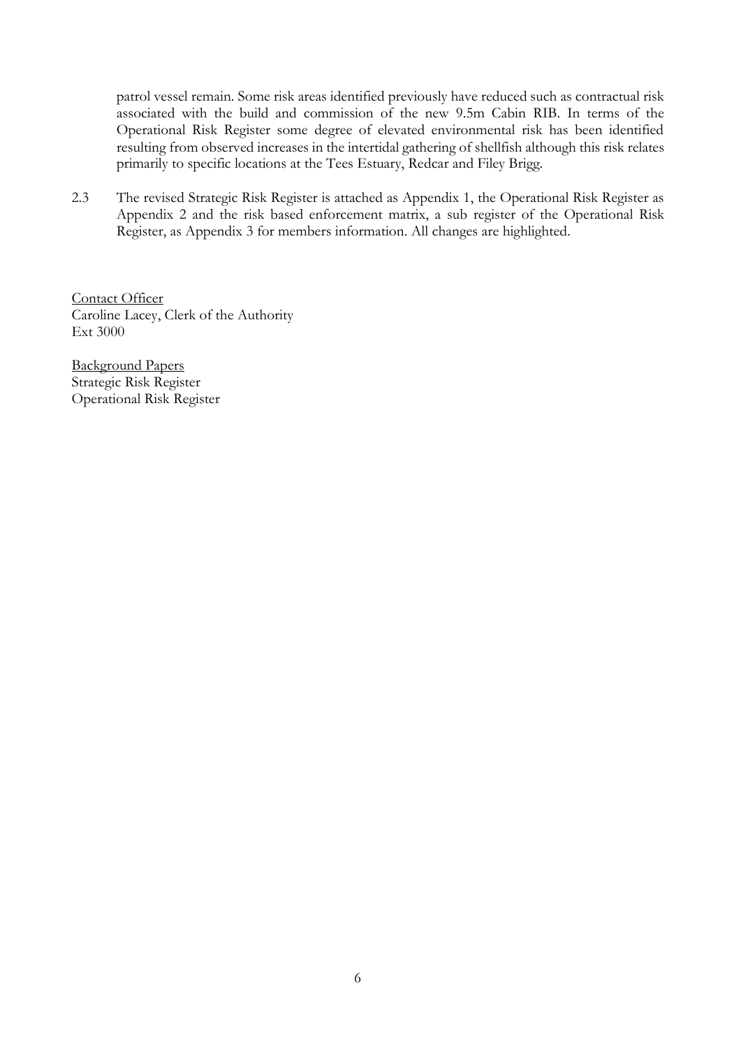patrol vessel remain. Some risk areas identified previously have reduced such as contractual risk associated with the build and commission of the new 9.5m Cabin RIB. In terms of the Operational Risk Register some degree of elevated environmental risk has been identified resulting from observed increases in the intertidal gathering of shellfish although this risk relates primarily to specific locations at the Tees Estuary, Redcar and Filey Brigg.

2.3 The revised Strategic Risk Register is attached as Appendix 1, the Operational Risk Register as Appendix 2 and the risk based enforcement matrix, a sub register of the Operational Risk Register, as Appendix 3 for members information. All changes are highlighted.

<u>Contact Officer</u>
Caroline Lacey, Clerk of the Authority
Ext 3000

<u>Background Papers</u>
Strategic Risk Register
Operational Risk Register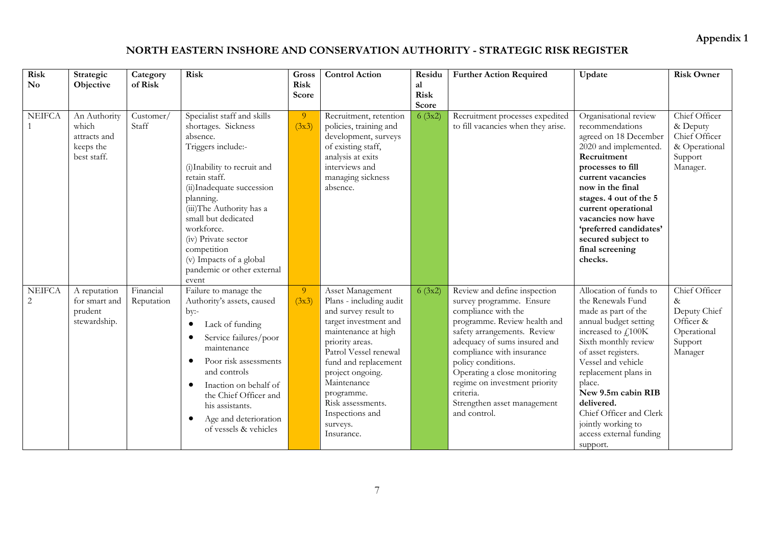**Appendix 1**

# NORTH EASTERN INSHORE AND CONSERVATION AUTHORITY - STRATEGIC RISK REGISTER

| Risk No | Strategic Objective | Category of Risk | Risk | Gross Risk Score | Control Action | Residual Risk Score | Further Action Required | Update | Risk Owner |
|---|---|---|---|---|---|---|---|---|---|
| NEIFCA 1 | An Authority which attracts and keeps the best staff. | Customer/ Staff | Specialist staff and skills shortages. Sickness absence.<br>Triggers include:-<br><br>(i)Inability to recruit and retain staff.<br>(ii)Inadequate succession planning.<br>(iii)The Authority has a small but dedicated workforce.<br>(iv) Private sector competition<br>(v) Impacts of a global pandemic or other external event | 9 (3x3) | Recruitment, retention policies, training and development, surveys of existing staff, analysis at exits interviews and managing sickness absence. | 6 (3x2) | Recruitment processes expedited to fill vacancies when they arise. | Organisational review recommendations agreed on 18 December 2020 and implemented. **Recruitment processes to fill current vacancies now in the final stages. 4 out of the 5 current operational vacancies now have 'preferred candidates' secured subject to final screening checks.** | Chief Officer & Deputy Chief Officer & Operational Support Manager. |
| NEIFCA 2 | A reputation for smart and prudent stewardship. | Financial Reputation | Failure to manage the Authority's assets, caused by:-<br>• Lack of funding<br>• Service failures/poor maintenance<br>• Poor risk assessments and controls<br>• Inaction on behalf of the Chief Officer and his assistants.<br>• Age and deterioration of vessels & vehicles | 9 (3x3) | Asset Management Plans - including audit and survey result to target investment and maintenance at high priority areas.<br>Patrol Vessel renewal fund and replacement project ongoing.<br>Maintenance programme.<br>Risk assessments.<br>Inspections and surveys.<br>Insurance. | 6 (3x2) | Review and define inspection survey programme. Ensure compliance with the programme. Review health and safety arrangements. Review adequacy of sums insured and compliance with insurance policy conditions.<br>Operating a close monitoring regime on investment priority criteria.<br>Strengthen asset management and control. | Allocation of funds to the Renewals Fund made as part of the annual budget setting increased to £100K<br>Sixth monthly review of asset registers.<br>Vessel and vehicle replacement plans in place.<br>**New 9.5m cabin RIB delivered.**<br>Chief Officer and Clerk jointly working to access external funding support. | Chief Officer & Deputy Chief Officer & Operational Support Manager |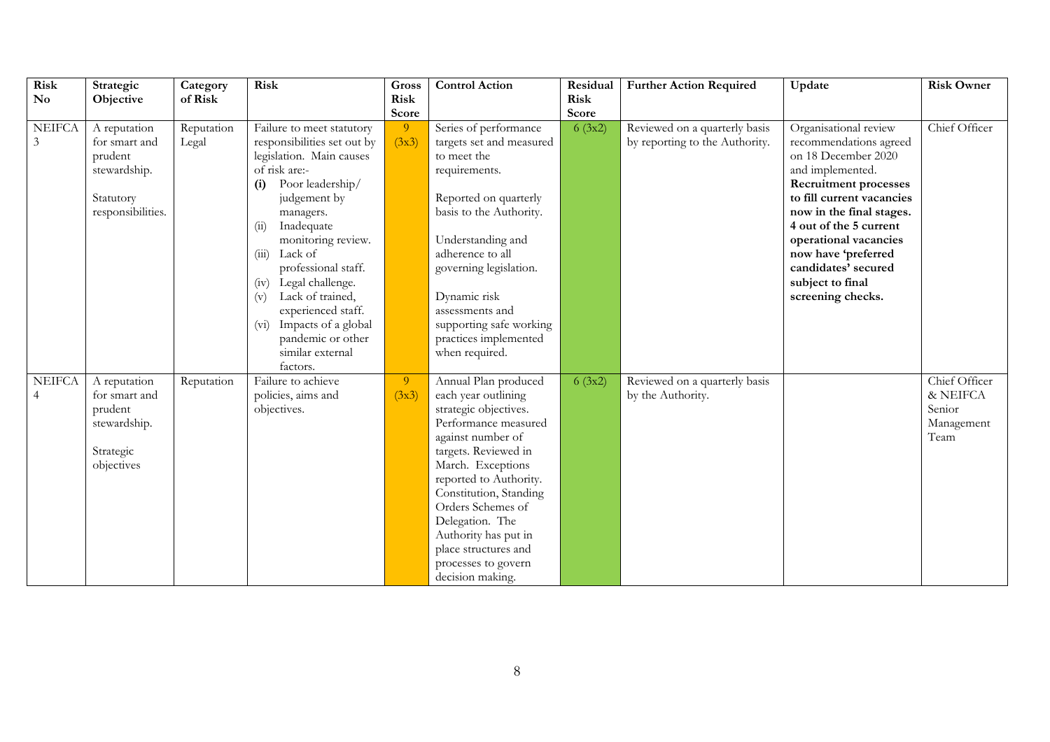| Risk No | Strategic Objective | Category of Risk | Risk | Gross Risk Score | Control Action | Residual Risk Score | Further Action Required | Update | Risk Owner |
|---|---|---|---|---|---|---|---|---|---|
| NEIFCA 3 | A reputation for smart and prudent stewardship.<br><br>Statutory responsibilities. | Reputation Legal | Failure to meet statutory responsibilities set out by legislation. Main causes of risk are:-<br>**(i)** Poor leadership/ judgement by managers.<br>(ii) Inadequate monitoring review.<br>(iii) Lack of professional staff.<br>(iv) Legal challenge.<br>(v) Lack of trained, experienced staff.<br>(vi) Impacts of a global pandemic or other similar external factors. | 9 (3x3) | Series of performance targets set and measured to meet the requirements.<br><br>Reported on quarterly basis to the Authority.<br><br>Understanding and adherence to all governing legislation.<br><br>Dynamic risk assessments and supporting safe working practices implemented when required. | 6 (3x2) | Reviewed on a quarterly basis by reporting to the Authority. | Organisational review recommendations agreed on 18 December 2020 and implemented. **Recruitment processes to fill current vacancies now in the final stages. 4 out of the 5 current operational vacancies now have 'preferred candidates' secured subject to final screening checks.** | Chief Officer |
| NEIFCA 4 | A reputation for smart and prudent stewardship.<br><br>Strategic objectives | Reputation | Failure to achieve policies, aims and objectives. | 9 (3x3) | Annual Plan produced each year outlining strategic objectives. Performance measured against number of targets. Reviewed in March. Exceptions reported to Authority. Constitution, Standing Orders Schemes of Delegation. The Authority has put in place structures and processes to govern decision making. | 6 (3x2) | Reviewed on a quarterly basis by the Authority. | | Chief Officer & NEIFCA Senior Management Team |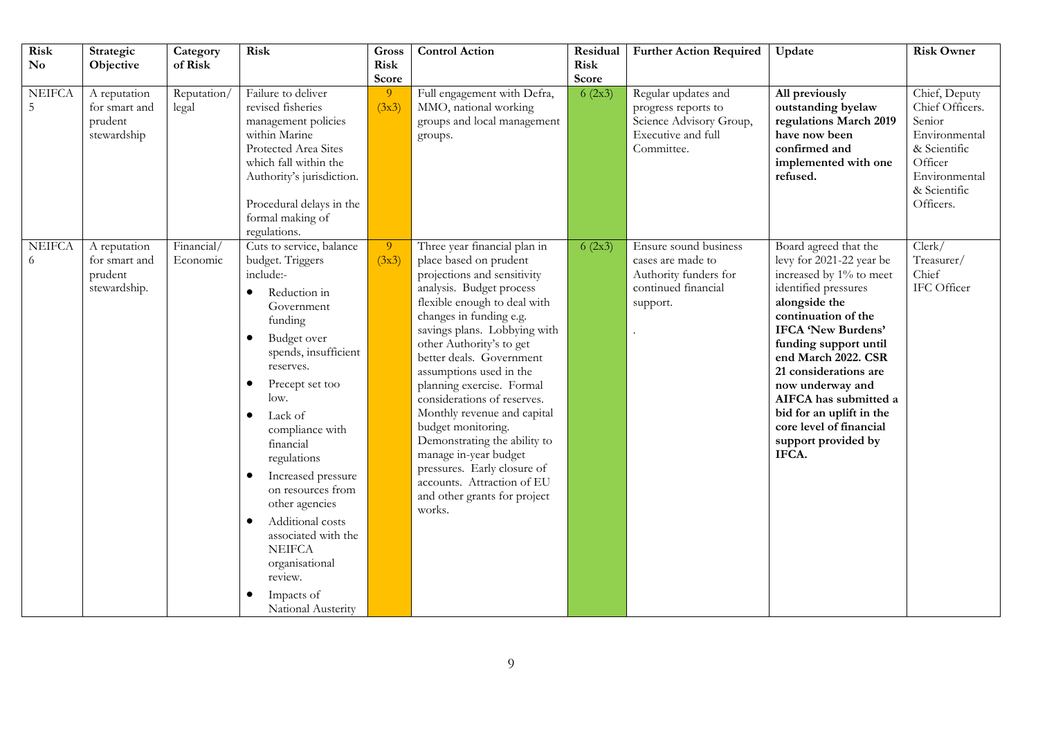| Risk No | Strategic Objective | Category of Risk | Risk | Gross Risk Score | Control Action | Residual Risk Score | Further Action Required | Update | Risk Owner |
|---|---|---|---|---|---|---|---|---|---|
| NEIFCA 5 | A reputation for smart and prudent stewardship | Reputation/ legal | Failure to deliver revised fisheries management policies within Marine Protected Area Sites which fall within the Authority's jurisdiction.<br><br>Procedural delays in the formal making of regulations. | 9 (3x3) | Full engagement with Defra, MMO, national working groups and local management groups. | 6 (2x3) | Regular updates and progress reports to Science Advisory Group, Executive and full Committee. | **All previously outstanding byelaw regulations March 2019 have now been confirmed and implemented with one refused.** | Chief, Deputy Chief Officers. Senior Environmental & Scientific Officer Environmental & Scientific Officers. |
| NEIFCA 6 | A reputation for smart and prudent stewardship. | Financial/ Economic | Cuts to service, balance budget. Triggers include:-<br>• Reduction in Government funding<br>• Budget over spends, insufficient reserves.<br>• Precept set too low.<br>• Lack of compliance with financial regulations<br>• Increased pressure on resources from other agencies<br>• Additional costs associated with the NEIFCA organisational review.<br>• Impacts of National Austerity | 9 (3x3) | Three year financial plan in place based on prudent projections and sensitivity analysis. Budget process flexible enough to deal with changes in funding e.g. savings plans. Lobbying with other Authority's to get better deals. Government assumptions used in the planning exercise. Formal considerations of reserves. Monthly revenue and capital budget monitoring. Demonstrating the ability to manage in-year budget pressures. Early closure of accounts. Attraction of EU and other grants for project works. | 6 (2x3) | Ensure sound business cases are made to Authority funders for continued financial support.<br><br>. | Board agreed that the levy for 2021-22 year be increased by 1% to meet identified pressures **alongside the continuation of the IFCA 'New Burdens' funding support until end March 2022. CSR 21 considerations are now underway and AIFCA has submitted a bid for an uplift in the core level of financial support provided by IFCA.** | Clerk/ Treasurer/ Chief IFC Officer |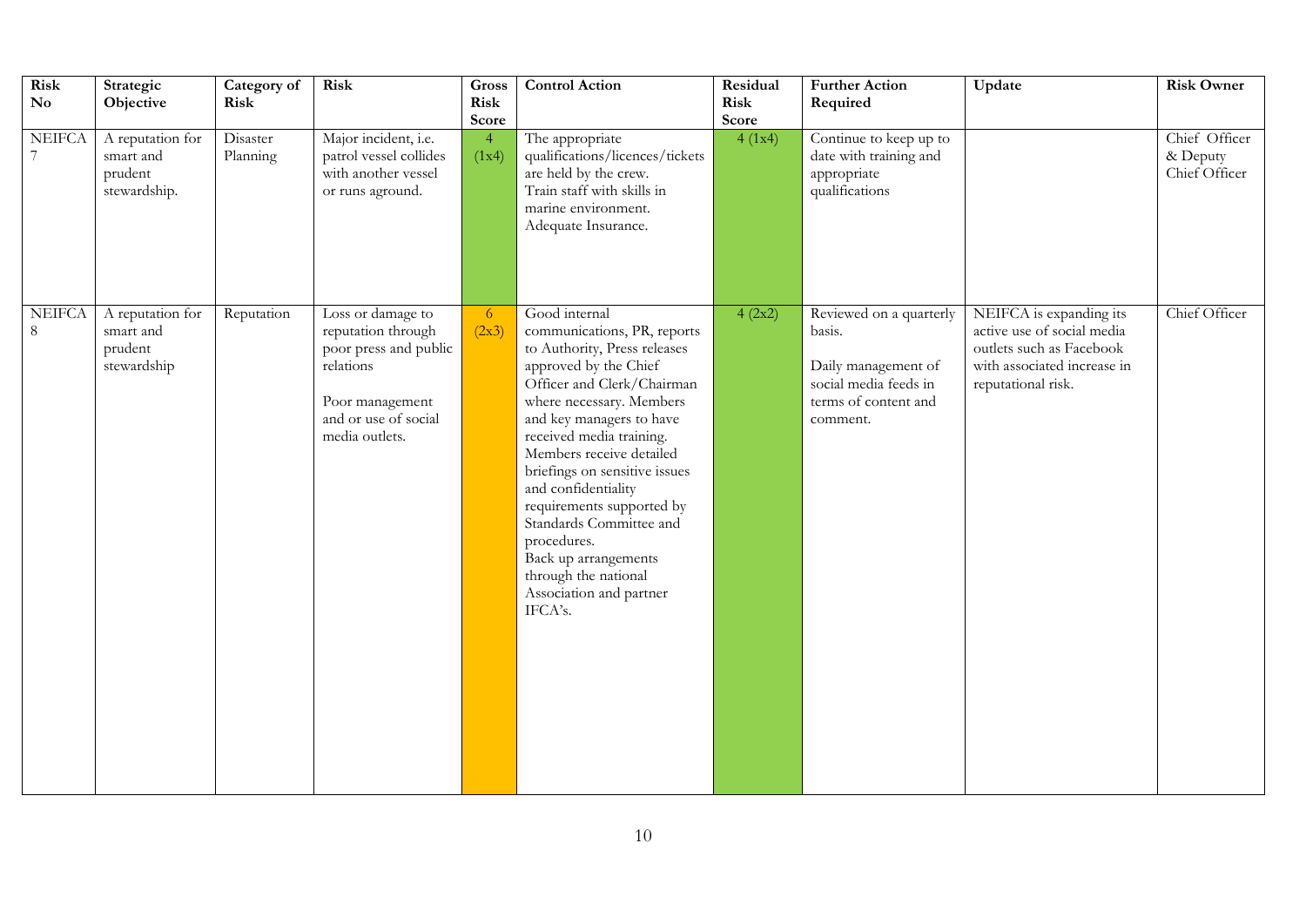| Risk No | Strategic Objective | Category of Risk | Risk | Gross Risk Score | Control Action | Residual Risk Score | Further Action Required | Update | Risk Owner |
|---|---|---|---|---|---|---|---|---|---|
| NEIFCA 7 | A reputation for smart and prudent stewardship. | Disaster Planning | Major incident, i.e. patrol vessel collides with another vessel or runs aground. | 4 (1x4) | The appropriate qualifications/licences/tickets are held by the crew.<br>Train staff with skills in marine environment.<br>Adequate Insurance. | 4 (1x4) | Continue to keep up to date with training and appropriate qualifications | | Chief Officer & Deputy Chief Officer |
| NEIFCA 8 | A reputation for smart and prudent stewardship | Reputation | Loss or damage to reputation through poor press and public relations<br><br>Poor management and or use of social media outlets. | 6 (2x3) | Good internal communications, PR, reports to Authority, Press releases approved by the Chief Officer and Clerk/Chairman where necessary. Members and key managers to have received media training. Members receive detailed briefings on sensitive issues and confidentiality requirements supported by Standards Committee and procedures.<br>Back up arrangements through the national Association and partner IFCA's. | 4 (2x2) | Reviewed on a quarterly basis.<br><br>Daily management of social media feeds in terms of content and comment. | NEIFCA is expanding its active use of social media outlets such as Facebook with associated increase in reputational risk. | Chief Officer |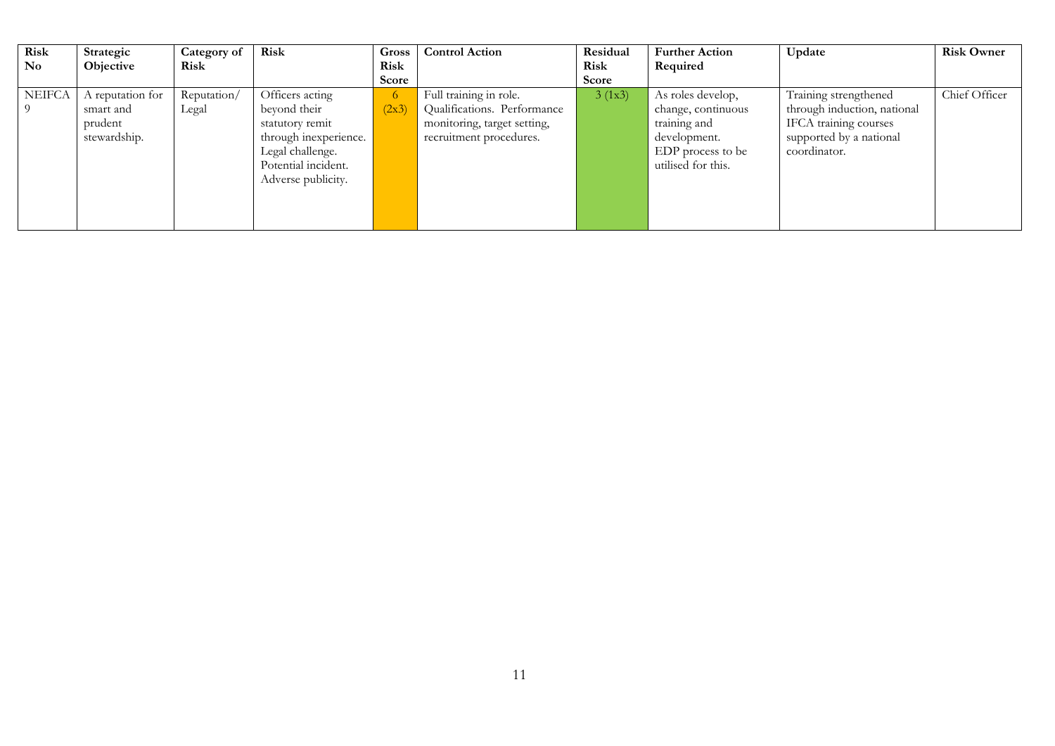| Risk No | Strategic Objective | Category of Risk | Risk | Gross Risk Score | Control Action | Residual Risk Score | Further Action Required | Update | Risk Owner |
|---|---|---|---|---|---|---|---|---|---|
| NEIFCA 9 | A reputation for smart and prudent stewardship. | Reputation/ Legal | Officers acting beyond their statutory remit through inexperience. Legal challenge. Potential incident. Adverse publicity. | 6 (2x3) | Full training in role. Qualifications. Performance monitoring, target setting, recruitment procedures. | 3 (1x3) | As roles develop, change, continuous training and development. EDP process to be utilised for this. | Training strengthened through induction, national IFCA training courses supported by a national coordinator. | Chief Officer |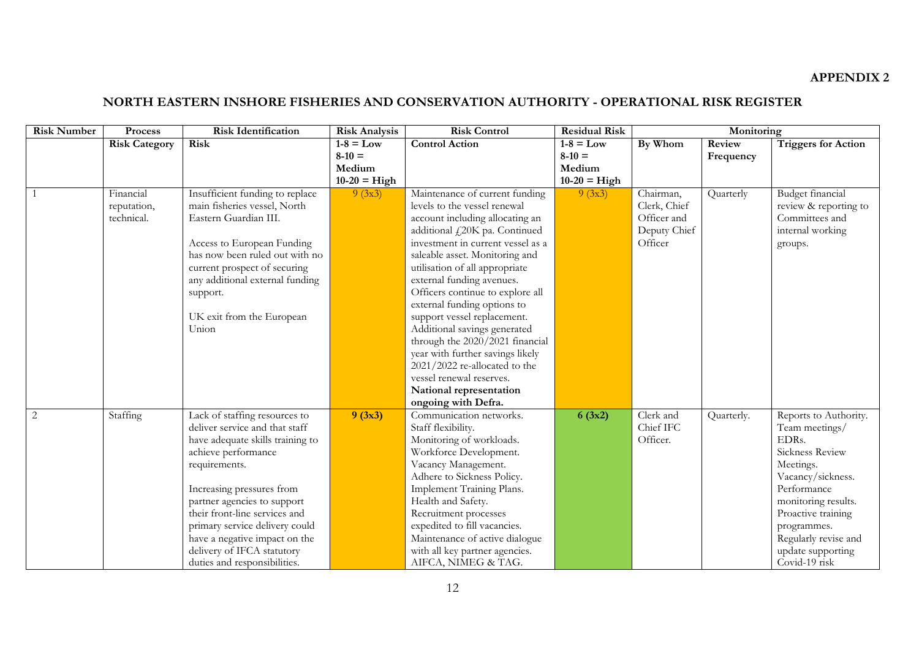**APPENDIX 2**

## NORTH EASTERN INSHORE FISHERIES AND CONSERVATION AUTHORITY - OPERATIONAL RISK REGISTER

| Risk Number | Process | Risk Identification | Risk Analysis | Risk Control | Residual Risk | Monitoring | | |
|---|---|---|---|---|---|---|---|---|
| | **Risk Category** | **Risk** | **1-8 = Low 8-10 = Medium 10-20 = High** | **Control Action** | **1-8 = Low 8-10 = Medium 10-20 = High** | **By Whom** | **Review Frequency** | **Triggers for Action** |
| 1 | Financial reputation, technical. | Insufficient funding to replace main fisheries vessel, North Eastern Guardian III.<br><br>Access to European Funding has now been ruled out with no current prospect of securing any additional external funding support.<br><br>UK exit from the European Union | 9 (3x3) | Maintenance of current funding levels to the vessel renewal account including allocating an additional £20K pa. Continued investment in current vessel as a saleable asset. Monitoring and utilisation of all appropriate external funding avenues. Officers continue to explore all external funding options to support vessel replacement. Additional savings generated through the 2020/2021 financial year with further savings likely 2021/2022 re-allocated to the vessel renewal reserves. **National representation ongoing with Defra.** | 9 (3x3) | Chairman, Clerk, Chief Officer and Deputy Chief Officer | Quarterly | Budget financial review & reporting to Committees and internal working groups. |
| 2 | Staffing | Lack of staffing resources to deliver service and that staff have adequate skills training to achieve performance requirements.<br><br>Increasing pressures from partner agencies to support their front-line services and primary service delivery could have a negative impact on the delivery of IFCA statutory duties and responsibilities. | **9 (3x3)** | Communication networks.<br>Staff flexibility.<br>Monitoring of workloads.<br>Workforce Development.<br>Vacancy Management.<br>Adhere to Sickness Policy.<br>Implement Training Plans.<br>Health and Safety.<br>Recruitment processes expedited to fill vacancies.<br>Maintenance of active dialogue with all key partner agencies. AIFCA, NIMEG & TAG. | **6 (3x2)** | Clerk and Chief IFC Officer. | Quarterly. | Reports to Authority.<br>Team meetings/ EDRs.<br>Sickness Review Meetings.<br>Vacancy/sickness.<br>Performance monitoring results.<br>Proactive training programmes.<br>Regularly revise and update supporting Covid-19 risk |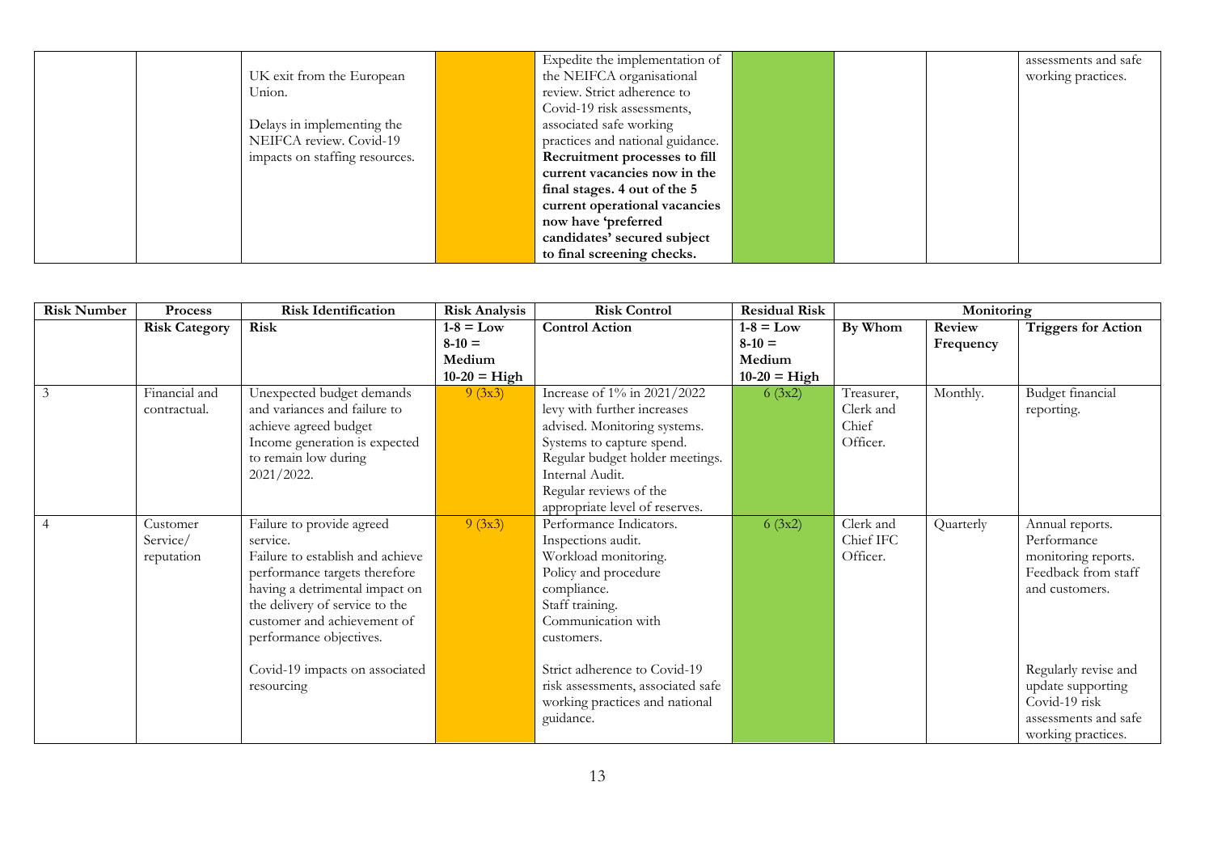| | | | | | | | | |
|---|---|---|---|---|---|---|---|---|
| | | UK exit from the European Union.<br><br>Delays in implementing the NEIFCA review. Covid-19 impacts on staffing resources. | | Expedite the implementation of the NEIFCA organisational review. Strict adherence to Covid-19 risk assessments, associated safe working practices and national guidance. **Recruitment processes to fill current vacancies now in the final stages. 4 out of the 5 current operational vacancies now have 'preferred candidates' secured subject to final screening checks.** | | | | assessments and safe working practices. |

| Risk Number | Process | Risk Identification | Risk Analysis | Risk Control | Residual Risk | Monitoring | | |
|---|---|---|---|---|---|---|---|---|
| | **Risk Category** | **Risk** | **1-8 = Low 8-10 = Medium 10-20 = High** | **Control Action** | **1-8 = Low 8-10 = Medium 10-20 = High** | **By Whom** | **Review Frequency** | **Triggers for Action** |
| 3 | Financial and contractual. | Unexpected budget demands and variances and failure to achieve agreed budget Income generation is expected to remain low during 2021/2022. | 9 (3x3) | Increase of 1% in 2021/2022 levy with further increases advised. Monitoring systems. Systems to capture spend. Regular budget holder meetings. Internal Audit. Regular reviews of the appropriate level of reserves. | 6 (3x2) | Treasurer, Clerk and Chief Officer. | Monthly. | Budget financial reporting. |
| 4 | Customer Service/ reputation | Failure to provide agreed service. Failure to establish and achieve performance targets therefore having a detrimental impact on the delivery of service to the customer and achievement of performance objectives.<br><br>Covid-19 impacts on associated resourcing | 9 (3x3) | Performance Indicators. Inspections audit. Workload monitoring. Policy and procedure compliance. Staff training. Communication with customers.<br><br>Strict adherence to Covid-19 risk assessments, associated safe working practices and national guidance. | 6 (3x2) | Clerk and Chief IFC Officer. | Quarterly | Annual reports. Performance monitoring reports. Feedback from staff and customers.<br><br>Regularly revise and update supporting Covid-19 risk assessments and safe working practices. |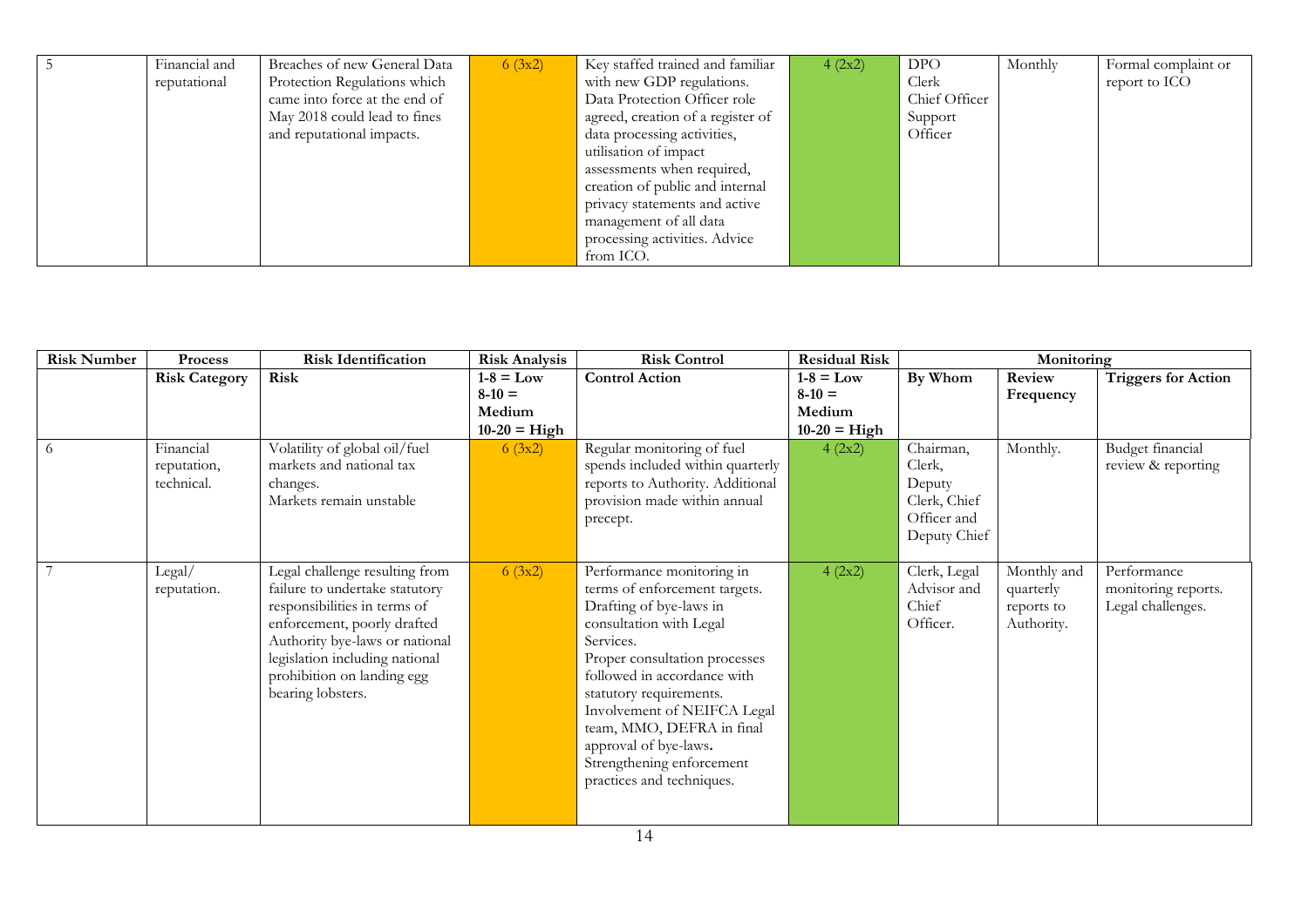| | | | | | | | | |
|---|---|---|---|---|---|---|---|---|
| 5 | Financial and reputational | Breaches of new General Data Protection Regulations which came into force at the end of May 2018 could lead to fines and reputational impacts. | 6 (3x2) | Key staffed trained and familiar with new GDP regulations. Data Protection Officer role agreed, creation of a register of data processing activities, utilisation of impact assessments when required, creation of public and internal privacy statements and active management of all data processing activities. Advice from ICO. | 4 (2x2) | DPO Clerk Chief Officer Support Officer | Monthly | Formal complaint or report to ICO |

| Risk Number | Process | Risk Identification | Risk Analysis | Risk Control | Residual Risk | Monitoring | | |
|---|---|---|---|---|---|---|---|---|
| | **Risk Category** | **Risk** | **1-8 = Low 8-10 = Medium 10-20 = High** | **Control Action** | **1-8 = Low 8-10 = Medium 10-20 = High** | **By Whom** | **Review Frequency** | **Triggers for Action** |
| 6 | Financial reputation, technical. | Volatility of global oil/fuel markets and national tax changes. Markets remain unstable | 6 (3x2) | Regular monitoring of fuel spends included within quarterly reports to Authority. Additional provision made within annual precept. | 4 (2x2) | Chairman, Clerk, Deputy Clerk, Chief Officer and Deputy Chief | Monthly. | Budget financial review & reporting |
| 7 | Legal/ reputation. | Legal challenge resulting from failure to undertake statutory responsibilities in terms of enforcement, poorly drafted Authority bye-laws or national legislation including national prohibition on landing egg bearing lobsters. | 6 (3x2) | Performance monitoring in terms of enforcement targets. Drafting of bye-laws in consultation with Legal Services. Proper consultation processes followed in accordance with statutory requirements. Involvement of NEIFCA Legal team, MMO, DEFRA in final approval of bye-laws. Strengthening enforcement practices and techniques. | 4 (2x2) | Clerk, Legal Advisor and Chief Officer. | Monthly and quarterly reports to Authority. | Performance monitoring reports. Legal challenges. |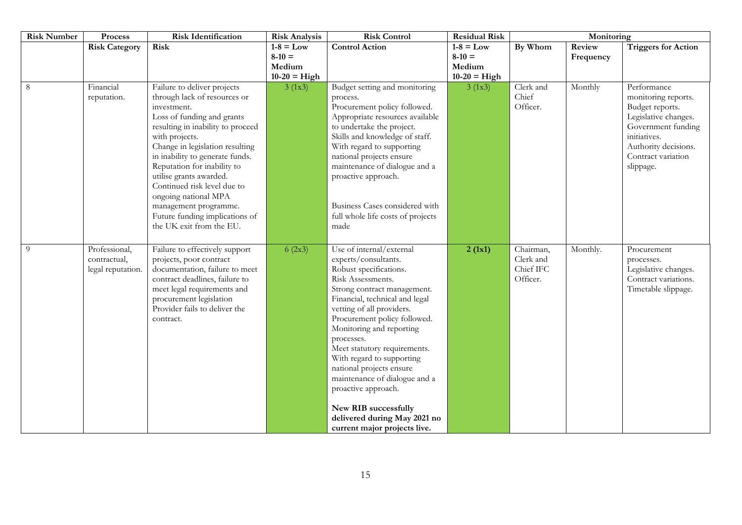| Risk Number | Process | Risk Identification | Risk Analysis | Risk Control | Residual Risk | Monitoring | | |
|---|---|---|---|---|---|---|---|---|
| | **Risk Category** | **Risk** | **1-8 = Low**<br>**8-10 = Medium**<br>**10-20 = High** | **Control Action** | **1-8 = Low**<br>**8-10 = Medium**<br>**10-20 = High** | **By Whom** | **Review Frequency** | **Triggers for Action** |
| 8 | Financial reputation. | Failure to deliver projects through lack of resources or investment.<br>Loss of funding and grants resulting in inability to proceed with projects.<br>Change in legislation resulting in inability to generate funds.<br>Reputation for inability to utilise grants awarded.<br>Continued risk level due to ongoing national MPA management programme.<br>Future funding implications of the UK exit from the EU. | 3 (1x3) | Budget setting and monitoring process.<br>Procurement policy followed.<br>Appropriate resources available to undertake the project.<br>Skills and knowledge of staff.<br>With regard to supporting national projects ensure maintenance of dialogue and a proactive approach.<br><br>Business Cases considered with full whole life costs of projects made | 3 (1x3) | Clerk and Chief Officer. | Monthly | Performance monitoring reports.<br>Budget reports.<br>Legislative changes.<br>Government funding initiatives.<br>Authority decisions.<br>Contract variation slippage. |
| 9 | Professional, contractual, legal reputation. | Failure to effectively support projects, poor contract documentation, failure to meet contract deadlines, failure to meet legal requirements and procurement legislation<br>Provider fails to deliver the contract. | 6 (2x3) | Use of internal/external experts/consultants.<br>Robust specifications.<br>Risk Assessments.<br>Strong contract management.<br>Financial, technical and legal vetting of all providers.<br>Procurement policy followed.<br>Monitoring and reporting processes.<br>Meet statutory requirements.<br>With regard to supporting national projects ensure maintenance of dialogue and a proactive approach.<br><br>**New RIB successfully delivered during May 2021 no current major projects live.** | **2 (1x1)** | Chairman, Clerk and Chief IFC Officer. | Monthly. | Procurement processes.<br>Legislative changes.<br>Contract variations.<br>Timetable slippage. |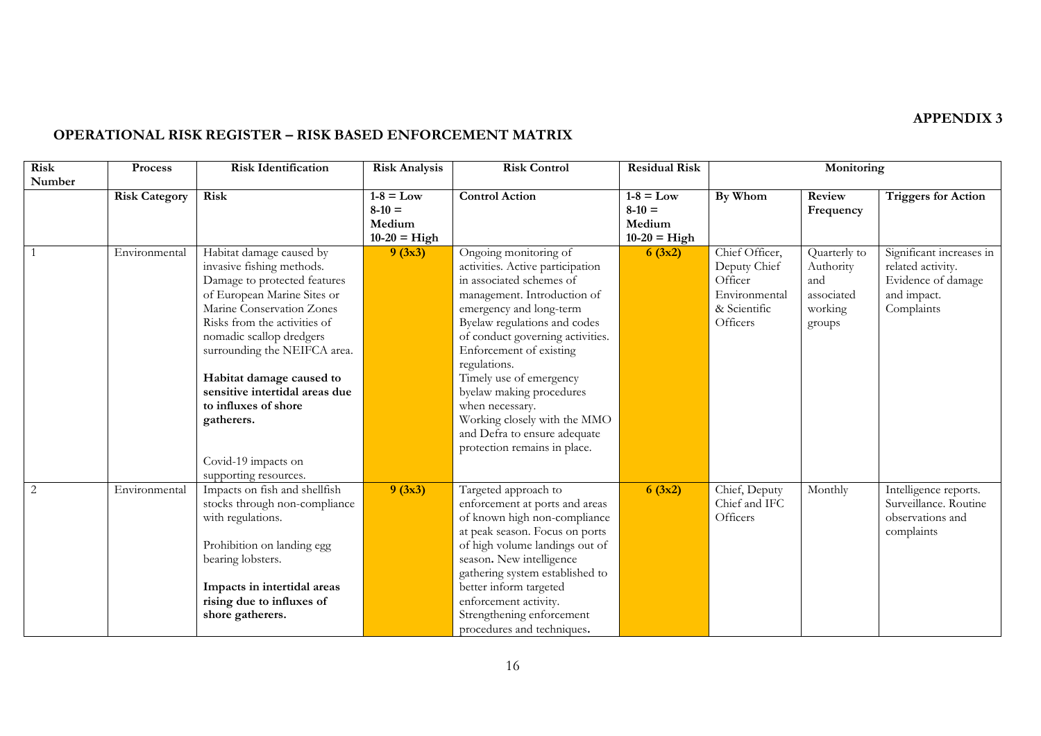**APPENDIX 3**

## OPERATIONAL RISK REGISTER – RISK BASED ENFORCEMENT MATRIX

| Risk Number | Process | Risk Identification | Risk Analysis | Risk Control | Residual Risk | Monitoring | | |
|---|---|---|---|---|---|---|---|---|
| | **Risk Category** | **Risk** | **1-8 = Low 8-10 = Medium 10-20 = High** | **Control Action** | **1-8 = Low 8-10 = Medium 10-20 = High** | **By Whom** | **Review Frequency** | **Triggers for Action** |
| 1 | Environmental | Habitat damage caused by invasive fishing methods. Damage to protected features of European Marine Sites or Marine Conservation Zones Risks from the activities of nomadic scallop dredgers surrounding the NEIFCA area. **Habitat damage caused to sensitive intertidal areas due to influxes of shore gatherers.** Covid-19 impacts on supporting resources. | **9 (3x3)** | Ongoing monitoring of activities. Active participation in associated schemes of management. Introduction of emergency and long-term Byelaw regulations and codes of conduct governing activities. Enforcement of existing regulations. Timely use of emergency byelaw making procedures when necessary. Working closely with the MMO and Defra to ensure adequate protection remains in place. | **6 (3x2)** | Chief Officer, Deputy Chief Officer Environmental & Scientific Officers | Quarterly to Authority and associated working groups | Significant increases in related activity. Evidence of damage and impact. Complaints |
| 2 | Environmental | Impacts on fish and shellfish stocks through non-compliance with regulations. Prohibition on landing egg bearing lobsters. **Impacts in intertidal areas rising due to influxes of shore gatherers.** | **9 (3x3)** | Targeted approach to enforcement at ports and areas of known high non-compliance at peak season. Focus on ports of high volume landings out of season**.** New intelligence gathering system established to better inform targeted enforcement activity. Strengthening enforcement procedures and techniques**.** | **6 (3x2)** | Chief, Deputy Chief and IFC Officers | Monthly | Intelligence reports. Surveillance. Routine observations and complaints |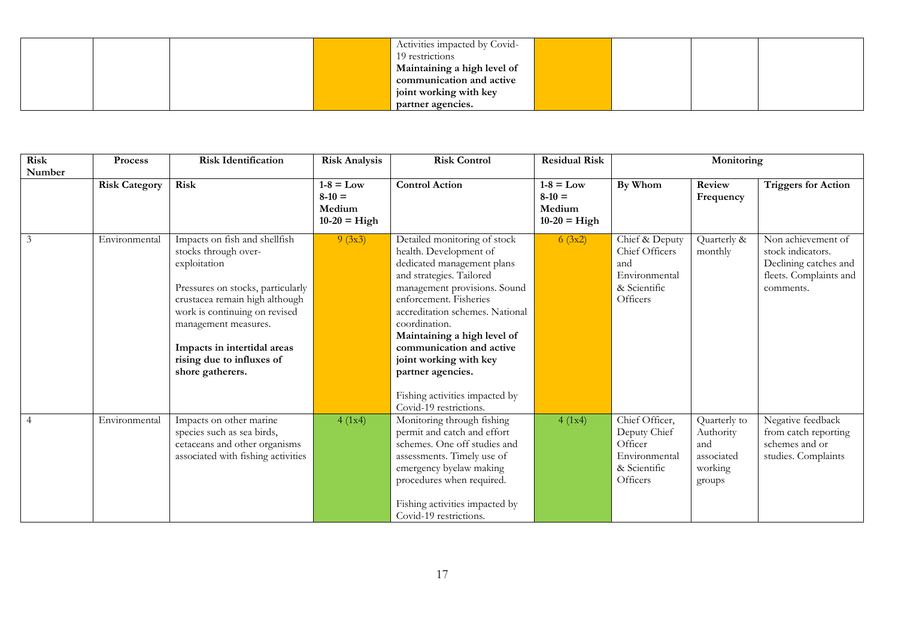| | | | | Activities impacted by Covid-19 restrictions **Maintaining a high level of communication and active joint working with key partner agencies.** | | | | |
|---|---|---|---|---|---|---|---|---|

| **Risk Number** | **Process** | **Risk Identification** | **Risk Analysis** | **Risk Control** | **Residual Risk** | **Monitoring** | | |
|---|---|---|---|---|---|---|---|---|
| | **Risk Category** | **Risk** | **1-8 = Low 8-10 = Medium 10-20 = High** | **Control Action** | **1-8 = Low 8-10 = Medium 10-20 = High** | **By Whom** | **Review Frequency** | **Triggers for Action** |
| 3 | Environmental | Impacts on fish and shellfish stocks through over-exploitation<br><br>Pressures on stocks, particularly crustacea remain high although work is continuing on revised management measures.<br><br>**Impacts in intertidal areas rising due to influxes of shore gatherers.** | 9 (3x3) | Detailed monitoring of stock health. Development of dedicated management plans and strategies. Tailored management provisions. Sound enforcement. Fisheries accreditation schemes. National coordination. **Maintaining a high level of communication and active joint working with key partner agencies.**<br><br>Fishing activities impacted by Covid-19 restrictions. | 6 (3x2) | Chief & Deputy Chief Officers and Environmental & Scientific Officers | Quarterly & monthly | Non achievement of stock indicators. Declining catches and fleets. Complaints and comments. |
| 4 | Environmental | Impacts on other marine species such as sea birds, cetaceans and other organisms associated with fishing activities | 4 (1x4) | Monitoring through fishing permit and catch and effort schemes. One off studies and assessments. Timely use of emergency byelaw making procedures when required.<br><br>Fishing activities impacted by Covid-19 restrictions. | 4 (1x4) | Chief Officer, Deputy Chief Officer Environmental & Scientific Officers | Quarterly to Authority and associated working groups | Negative feedback from catch reporting schemes and or studies. Complaints |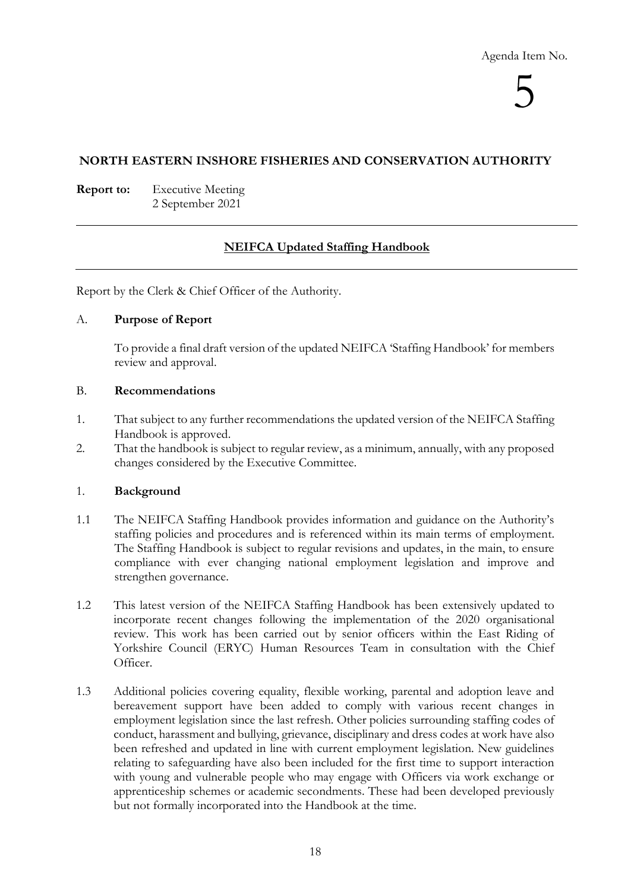Agenda Item No.

5

**NORTH EASTERN INSHORE FISHERIES AND CONSERVATION AUTHORITY**

**Report to:** Executive Meeting
2 September 2021

---

## NEIFCA Updated Staffing Handbook

---

Report by the Clerk & Chief Officer of the Authority.

A. **Purpose of Report**

To provide a final draft version of the updated NEIFCA 'Staffing Handbook' for members review and approval.

B. **Recommendations**

1. That subject to any further recommendations the updated version of the NEIFCA Staffing Handbook is approved.
2. That the handbook is subject to regular review, as a minimum, annually, with any proposed changes considered by the Executive Committee.

1. **Background**

1.1 The NEIFCA Staffing Handbook provides information and guidance on the Authority's staffing policies and procedures and is referenced within its main terms of employment. The Staffing Handbook is subject to regular revisions and updates, in the main, to ensure compliance with ever changing national employment legislation and improve and strengthen governance.

1.2 This latest version of the NEIFCA Staffing Handbook has been extensively updated to incorporate recent changes following the implementation of the 2020 organisational review. This work has been carried out by senior officers within the East Riding of Yorkshire Council (ERYC) Human Resources Team in consultation with the Chief Officer.

1.3 Additional policies covering equality, flexible working, parental and adoption leave and bereavement support have been added to comply with various recent changes in employment legislation since the last refresh. Other policies surrounding staffing codes of conduct, harassment and bullying, grievance, disciplinary and dress codes at work have also been refreshed and updated in line with current employment legislation. New guidelines relating to safeguarding have also been included for the first time to support interaction with young and vulnerable people who may engage with Officers via work exchange or apprenticeship schemes or academic secondments. These had been developed previously but not formally incorporated into the Handbook at the time.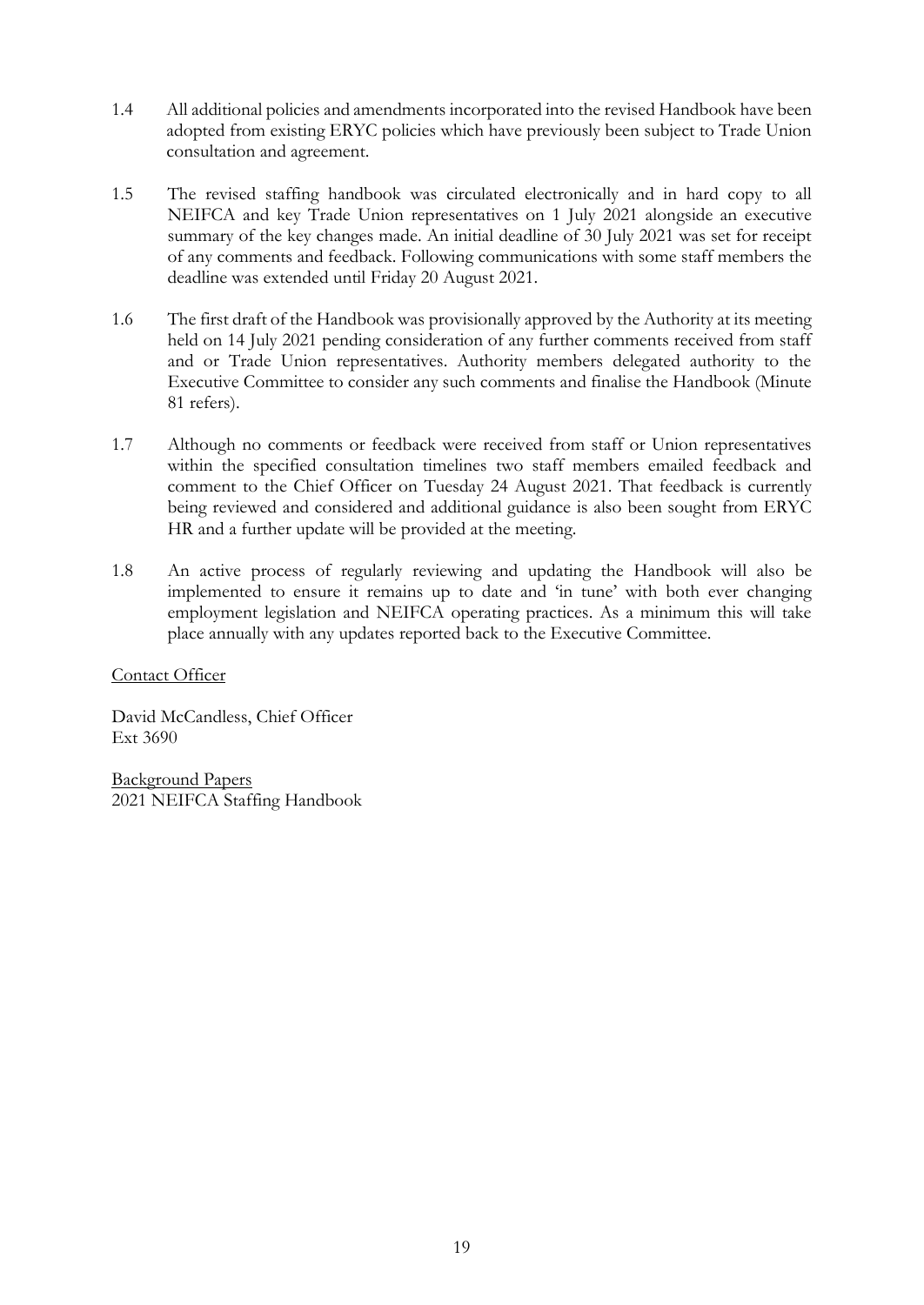1.4 All additional policies and amendments incorporated into the revised Handbook have been adopted from existing ERYC policies which have previously been subject to Trade Union consultation and agreement.

1.5 The revised staffing handbook was circulated electronically and in hard copy to all NEIFCA and key Trade Union representatives on 1 July 2021 alongside an executive summary of the key changes made. An initial deadline of 30 July 2021 was set for receipt of any comments and feedback. Following communications with some staff members the deadline was extended until Friday 20 August 2021.

1.6 The first draft of the Handbook was provisionally approved by the Authority at its meeting held on 14 July 2021 pending consideration of any further comments received from staff and or Trade Union representatives. Authority members delegated authority to the Executive Committee to consider any such comments and finalise the Handbook (Minute 81 refers).

1.7 Although no comments or feedback were received from staff or Union representatives within the specified consultation timelines two staff members emailed feedback and comment to the Chief Officer on Tuesday 24 August 2021. That feedback is currently being reviewed and considered and additional guidance is also been sought from ERYC HR and a further update will be provided at the meeting.

1.8 An active process of regularly reviewing and updating the Handbook will also be implemented to ensure it remains up to date and 'in tune' with both ever changing employment legislation and NEIFCA operating practices. As a minimum this will take place annually with any updates reported back to the Executive Committee.

<u>Contact Officer</u>

David McCandless, Chief Officer
Ext 3690

<u>Background Papers</u>
2021 NEIFCA Staffing Handbook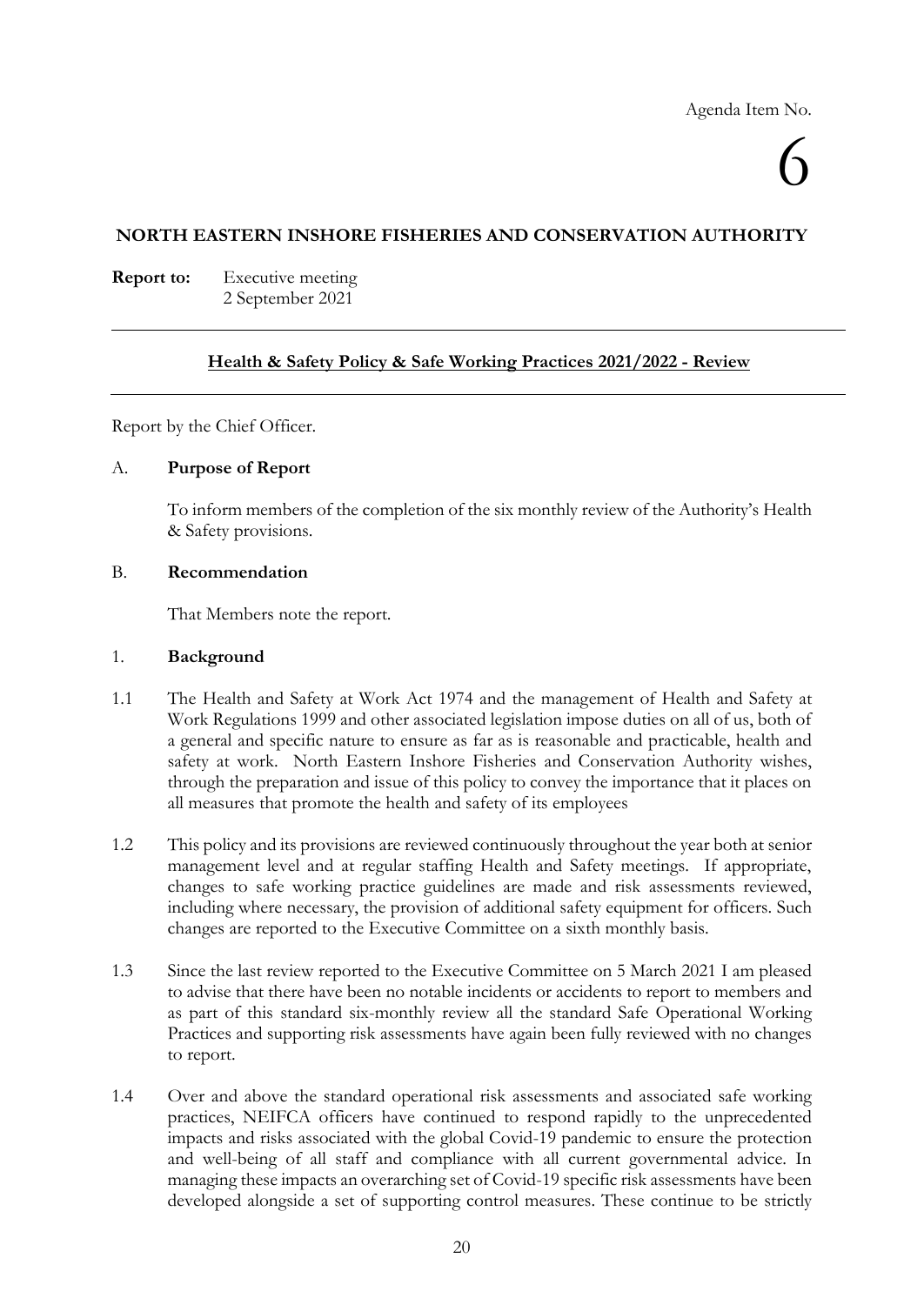Agenda Item No.

6

**NORTH EASTERN INSHORE FISHERIES AND CONSERVATION AUTHORITY**

**Report to:** Executive meeting
2 September 2021

## Health & Safety Policy & Safe Working Practices 2021/2022 - Review

Report by the Chief Officer.

A. **Purpose of Report**

To inform members of the completion of the six monthly review of the Authority's Health & Safety provisions.

B. **Recommendation**

That Members note the report.

1. **Background**

1.1 The Health and Safety at Work Act 1974 and the management of Health and Safety at Work Regulations 1999 and other associated legislation impose duties on all of us, both of a general and specific nature to ensure as far as is reasonable and practicable, health and safety at work. North Eastern Inshore Fisheries and Conservation Authority wishes, through the preparation and issue of this policy to convey the importance that it places on all measures that promote the health and safety of its employees

1.2 This policy and its provisions are reviewed continuously throughout the year both at senior management level and at regular staffing Health and Safety meetings. If appropriate, changes to safe working practice guidelines are made and risk assessments reviewed, including where necessary, the provision of additional safety equipment for officers. Such changes are reported to the Executive Committee on a sixth monthly basis.

1.3 Since the last review reported to the Executive Committee on 5 March 2021 I am pleased to advise that there have been no notable incidents or accidents to report to members and as part of this standard six-monthly review all the standard Safe Operational Working Practices and supporting risk assessments have again been fully reviewed with no changes to report.

1.4 Over and above the standard operational risk assessments and associated safe working practices, NEIFCA officers have continued to respond rapidly to the unprecedented impacts and risks associated with the global Covid-19 pandemic to ensure the protection and well-being of all staff and compliance with all current governmental advice. In managing these impacts an overarching set of Covid-19 specific risk assessments have been developed alongside a set of supporting control measures. These continue to be strictly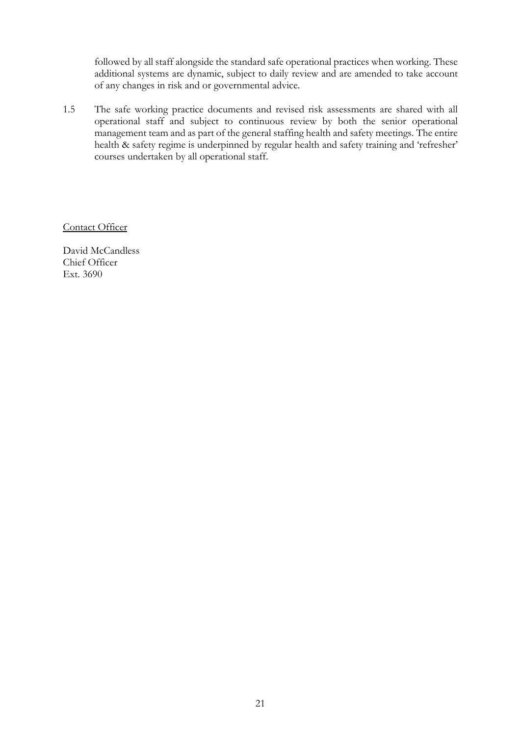followed by all staff alongside the standard safe operational practices when working. These additional systems are dynamic, subject to daily review and are amended to take account of any changes in risk and or governmental advice.

1.5 The safe working practice documents and revised risk assessments are shared with all operational staff and subject to continuous review by both the senior operational management team and as part of the general staffing health and safety meetings. The entire health & safety regime is underpinned by regular health and safety training and 'refresher' courses undertaken by all operational staff.

<u>Contact Officer</u>

David McCandless
Chief Officer
Ext. 3690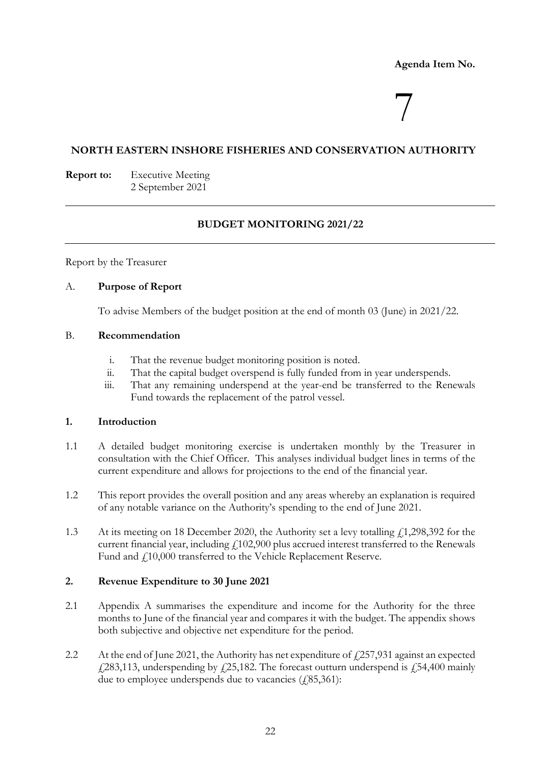**Agenda Item No.**

# 7

## NORTH EASTERN INSHORE FISHERIES AND CONSERVATION AUTHORITY

**Report to:** Executive Meeting
2 September 2021

## BUDGET MONITORING 2021/22

Report by the Treasurer

A. **Purpose of Report**

To advise Members of the budget position at the end of month 03 (June) in 2021/22.

B. **Recommendation**

i. That the revenue budget monitoring position is noted.
ii. That the capital budget overspend is fully funded from in year underspends.
iii. That any remaining underspend at the year-end be transferred to the Renewals Fund towards the replacement of the patrol vessel.

### 1. Introduction

1.1 A detailed budget monitoring exercise is undertaken monthly by the Treasurer in consultation with the Chief Officer. This analyses individual budget lines in terms of the current expenditure and allows for projections to the end of the financial year.

1.2 This report provides the overall position and any areas whereby an explanation is required of any notable variance on the Authority's spending to the end of June 2021.

1.3 At its meeting on 18 December 2020, the Authority set a levy totalling £1,298,392 for the current financial year, including £102,900 plus accrued interest transferred to the Renewals Fund and £10,000 transferred to the Vehicle Replacement Reserve.

### 2. Revenue Expenditure to 30 June 2021

2.1 Appendix A summarises the expenditure and income for the Authority for the three months to June of the financial year and compares it with the budget. The appendix shows both subjective and objective net expenditure for the period.

2.2 At the end of June 2021, the Authority has net expenditure of £257,931 against an expected £283,113, underspending by £25,182. The forecast outturn underspend is £54,400 mainly due to employee underspends due to vacancies (£85,361):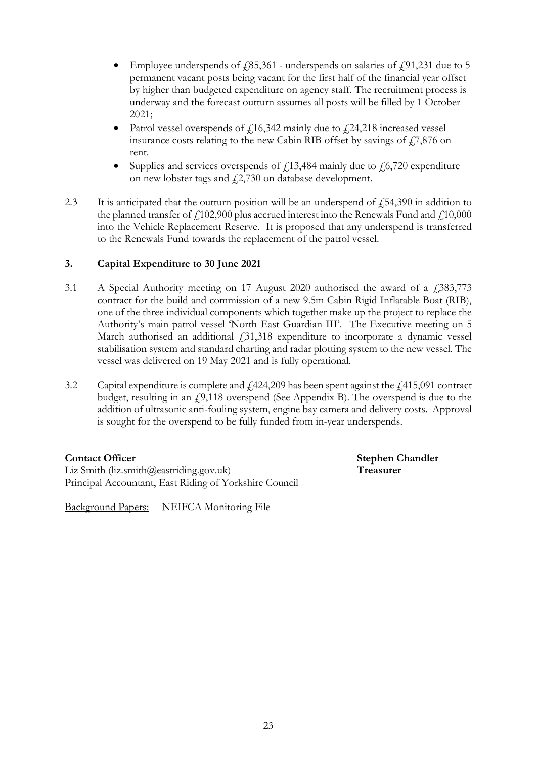- Employee underspends of £85,361 - underspends on salaries of £91,231 due to 5 permanent vacant posts being vacant for the first half of the financial year offset by higher than budgeted expenditure on agency staff. The recruitment process is underway and the forecast outturn assumes all posts will be filled by 1 October 2021;
- Patrol vessel overspends of £16,342 mainly due to £24,218 increased vessel insurance costs relating to the new Cabin RIB offset by savings of £7,876 on rent.
- Supplies and services overspends of £13,484 mainly due to £6,720 expenditure on new lobster tags and £2,730 on database development.

2.3 It is anticipated that the outturn position will be an underspend of £54,390 in addition to the planned transfer of £102,900 plus accrued interest into the Renewals Fund and £10,000 into the Vehicle Replacement Reserve. It is proposed that any underspend is transferred to the Renewals Fund towards the replacement of the patrol vessel.

## 3. Capital Expenditure to 30 June 2021

3.1 A Special Authority meeting on 17 August 2020 authorised the award of a £383,773 contract for the build and commission of a new 9.5m Cabin Rigid Inflatable Boat (RIB), one of the three individual components which together make up the project to replace the Authority's main patrol vessel 'North East Guardian III'. The Executive meeting on 5 March authorised an additional £31,318 expenditure to incorporate a dynamic vessel stabilisation system and standard charting and radar plotting system to the new vessel. The vessel was delivered on 19 May 2021 and is fully operational.

3.2 Capital expenditure is complete and £424,209 has been spent against the £415,091 contract budget, resulting in an £9,118 overspend (See Appendix B). The overspend is due to the addition of ultrasonic anti-fouling system, engine bay camera and delivery costs. Approval is sought for the overspend to be fully funded from in-year underspends.

**Contact Officer**
Liz Smith (liz.smith@eastriding.gov.uk)
Principal Accountant, East Riding of Yorkshire Council

**Stephen Chandler**
**Treasurer**

Background Papers: NEIFCA Monitoring File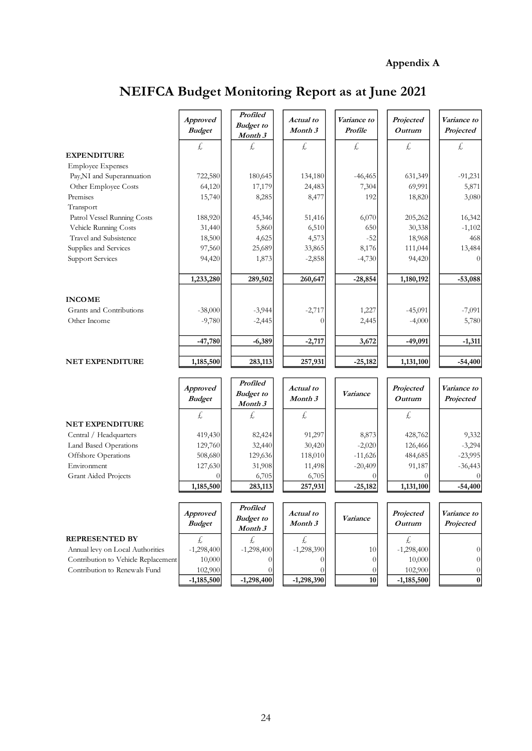**Appendix A**

# NEIFCA Budget Monitoring Report as at June 2021

| | *Approved Budget* | *Profiled Budget to Month 3* | *Actual to Month 3* | *Variance to Profile* | *Projected Outturn* | *Variance to Projected* |
|---|---|---|---|---|---|---|
| | £ | £ | £ | £ | £ | £ |
| **EXPENDITURE** | | | | | | |
| Employee Expenses | | | | | | |
| Pay,NI and Superannuation | 722,580 | 180,645 | 134,180 | -46,465 | 631,349 | -91,231 |
| Other Employee Costs | 64,120 | 17,179 | 24,483 | 7,304 | 69,991 | 5,871 |
| Premises | 15,740 | 8,285 | 8,477 | 192 | 18,820 | 3,080 |
| Transport | | | | | | |
| Patrol Vessel Running Costs | 188,920 | 45,346 | 51,416 | 6,070 | 205,262 | 16,342 |
| Vehicle Running Costs | 31,440 | 5,860 | 6,510 | 650 | 30,338 | -1,102 |
| Travel and Subsistence | 18,500 | 4,625 | 4,573 | -52 | 18,968 | 468 |
| Supplies and Services | 97,560 | 25,689 | 33,865 | 8,176 | 111,044 | 13,484 |
| Support Services | 94,420 | 1,873 | -2,858 | -4,730 | 94,420 | 0 |
| | **1,233,280** | **289,502** | **260,647** | **-28,854** | **1,180,192** | **-53,088** |
| **INCOME** | | | | | | |
| Grants and Contributions | -38,000 | -3,944 | -2,717 | 1,227 | -45,091 | -7,091 |
| Other Income | -9,780 | -2,445 | 0 | 2,445 | -4,000 | 5,780 |
| | **-47,780** | **-6,389** | **-2,717** | **3,672** | **-49,091** | **-1,311** |
| **NET EXPENDITURE** | **1,185,500** | **283,113** | **257,931** | **-25,182** | **1,131,100** | **-54,400** |

| | *Approved Budget* | *Profiled Budget to Month 3* | *Actual to Month 3* | *Variance* | *Projected Outturn* | *Variance to Projected* |
|---|---|---|---|---|---|---|
| | £ | £ | £ | | £ | |
| **NET EXPENDITURE** | | | | | | |
| Central / Headquarters | 419,430 | 82,424 | 91,297 | 8,873 | 428,762 | 9,332 |
| Land Based Operations | 129,760 | 32,440 | 30,420 | -2,020 | 126,466 | -3,294 |
| Offshore Operations | 508,680 | 129,636 | 118,010 | -11,626 | 484,685 | -23,995 |
| Environment | 127,630 | 31,908 | 11,498 | -20,409 | 91,187 | -36,443 |
| Grant Aided Projects | 0 | 6,705 | 6,705 | 0 | 0 | 0 |
| | **1,185,500** | **283,113** | **257,931** | **-25,182** | **1,131,100** | **-54,400** |

| | *Approved Budget* | *Profiled Budget to Month 3* | *Actual to Month 3* | *Variance* | *Projected Outturn* | *Variance to Projected* |
|---|---|---|---|---|---|---|
| **REPRESENTED BY** | £ | £ | £ | | £ | |
| Annual levy on Local Authorities | -1,298,400 | -1,298,400 | -1,298,390 | 10 | -1,298,400 | 0 |
| Contribution to Vehicle Replacement | 10,000 | 0 | 0 | 0 | 10,000 | 0 |
| Contribution to Renewals Fund | 102,900 | 0 | 0 | 0 | 102,900 | 0 |
| | **-1,185,500** | **-1,298,400** | **-1,298,390** | **10** | **-1,185,500** | **0** |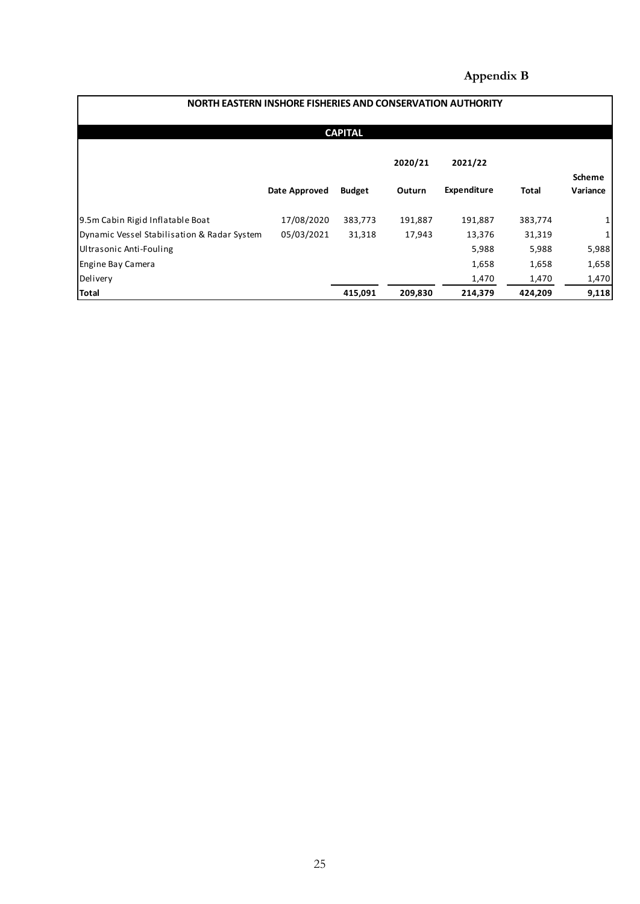**Appendix B**

| NORTH EASTERN INSHORE FISHERIES AND CONSERVATION AUTHORITY | | | | | | |
|---|---|---|---|---|---|---|
| **CAPITAL** | | | | | | |
| | | | **2020/21** | **2021/22** | | |
| | **Date Approved** | **Budget** | **Outurn** | **Expenditure** | **Total** | **Scheme Variance** |
| 9.5m Cabin Rigid Inflatable Boat | 17/08/2020 | 383,773 | 191,887 | 191,887 | 383,774 | 1 |
| Dynamic Vessel Stabilisation & Radar System | 05/03/2021 | 31,318 | 17,943 | 13,376 | 31,319 | 1 |
| Ultrasonic Anti-Fouling | | | | 5,988 | 5,988 | 5,988 |
| Engine Bay Camera | | | | 1,658 | 1,658 | 1,658 |
| Delivery | | | | 1,470 | 1,470 | 1,470 |
| **Total** | | **415,091** | **209,830** | **214,379** | **424,209** | **9,118** |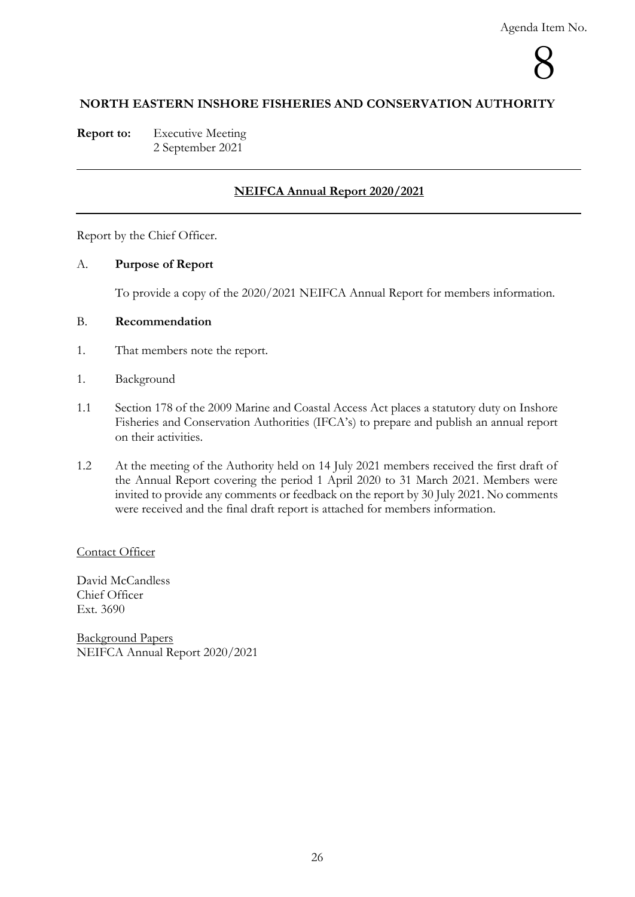Agenda Item No.

8

**NORTH EASTERN INSHORE FISHERIES AND CONSERVATION AUTHORITY**

**Report to:** Executive Meeting
2 September 2021

---

## NEIFCA Annual Report 2020/2021

---

Report by the Chief Officer.

A. **Purpose of Report**

To provide a copy of the 2020/2021 NEIFCA Annual Report for members information.

B. **Recommendation**

1. That members note the report.

1. Background

1.1 Section 178 of the 2009 Marine and Coastal Access Act places a statutory duty on Inshore Fisheries and Conservation Authorities (IFCA's) to prepare and publish an annual report on their activities.

1.2 At the meeting of the Authority held on 14 July 2021 members received the first draft of the Annual Report covering the period 1 April 2020 to 31 March 2021. Members were invited to provide any comments or feedback on the report by 30 July 2021. No comments were received and the final draft report is attached for members information.

Contact Officer

David McCandless
Chief Officer
Ext. 3690

Background Papers
NEIFCA Annual Report 2020/2021